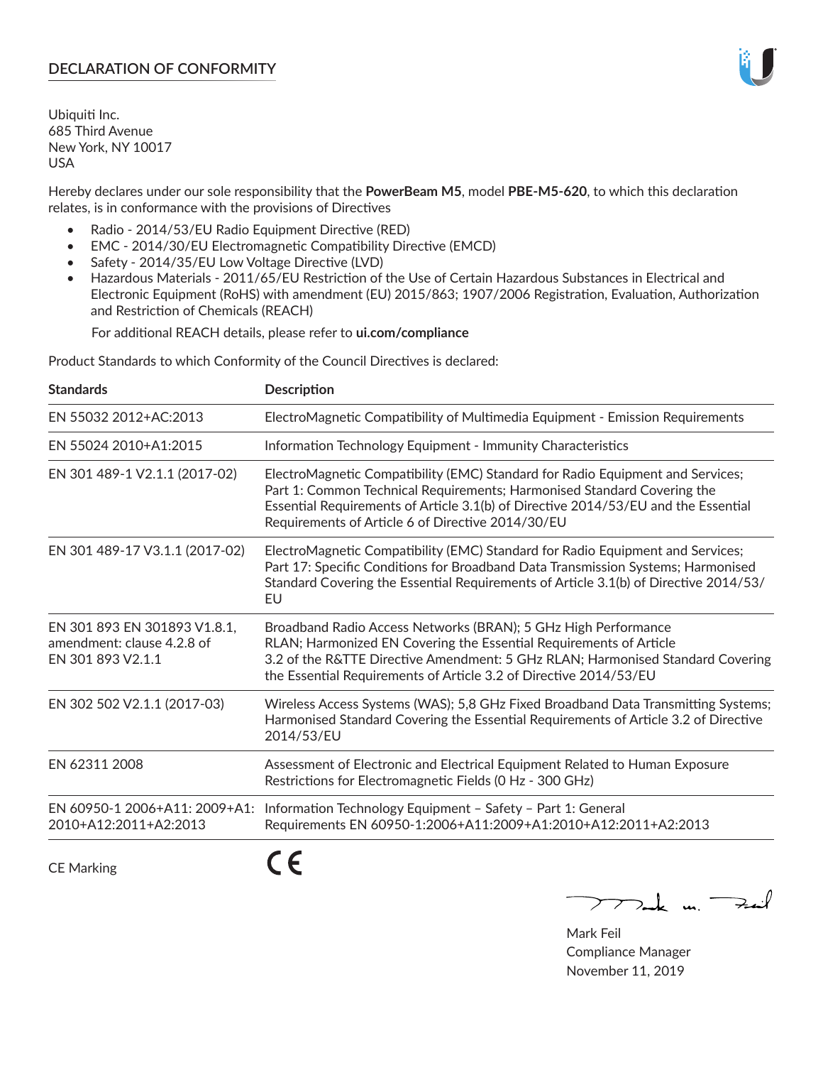## DECLARATION OF CONFORMITY

Ubiquiti Inc.
685 Third Avenue
New York, NY 10017
USA

Hereby declares under our sole responsibility that the **PowerBeam M5**, model **PBE-M5-620**, to which this declaration relates, is in conformance with the provisions of Directives

- Radio - 2014/53/EU Radio Equipment Directive (RED)
- EMC - 2014/30/EU Electromagnetic Compatibility Directive (EMCD)
- Safety - 2014/35/EU Low Voltage Directive (LVD)
- Hazardous Materials - 2011/65/EU Restriction of the Use of Certain Hazardous Substances in Electrical and Electronic Equipment (RoHS) with amendment (EU) 2015/863; 1907/2006 Registration, Evaluation, Authorization and Restriction of Chemicals (REACH)

  For additional REACH details, please refer to **ui.com/compliance**

Product Standards to which Conformity of the Council Directives is declared:

| Standards | Description |
|---|---|
| EN 55032 2012+AC:2013 | ElectroMagnetic Compatibility of Multimedia Equipment - Emission Requirements |
| EN 55024 2010+A1:2015 | Information Technology Equipment - Immunity Characteristics |
| EN 301 489-1 V2.1.1 (2017-02) | ElectroMagnetic Compatibility (EMC) Standard for Radio Equipment and Services; Part 1: Common Technical Requirements; Harmonised Standard Covering the Essential Requirements of Article 3.1(b) of Directive 2014/53/EU and the Essential Requirements of Article 6 of Directive 2014/30/EU |
| EN 301 489-17 V3.1.1 (2017-02) | ElectroMagnetic Compatibility (EMC) Standard for Radio Equipment and Services; Part 17: Specific Conditions for Broadband Data Transmission Systems; Harmonised Standard Covering the Essential Requirements of Article 3.1(b) of Directive 2014/53/EU |
| EN 301 893 EN 301893 V1.8.1, amendment: clause 4.2.8 of EN 301 893 V2.1.1 | Broadband Radio Access Networks (BRAN); 5 GHz High Performance RLAN; Harmonized EN Covering the Essential Requirements of Article 3.2 of the R&TTE Directive Amendment: 5 GHz RLAN; Harmonised Standard Covering the Essential Requirements of Article 3.2 of Directive 2014/53/EU |
| EN 302 502 V2.1.1 (2017-03) | Wireless Access Systems (WAS); 5,8 GHz Fixed Broadband Data Transmitting Systems; Harmonised Standard Covering the Essential Requirements of Article 3.2 of Directive 2014/53/EU |
| EN 62311 2008 | Assessment of Electronic and Electrical Equipment Related to Human Exposure Restrictions for Electromagnetic Fields (0 Hz - 300 GHz) |
| EN 60950-1 2006+A11: 2009+A1: 2010+A12:2011+A2:2013 | Information Technology Equipment – Safety – Part 1: General Requirements EN 60950-1:2006+A11:2009+A1:2010+A12:2011+A2:2013 |

CE Marking CE

Mark Feil
Compliance Manager
November 11, 2019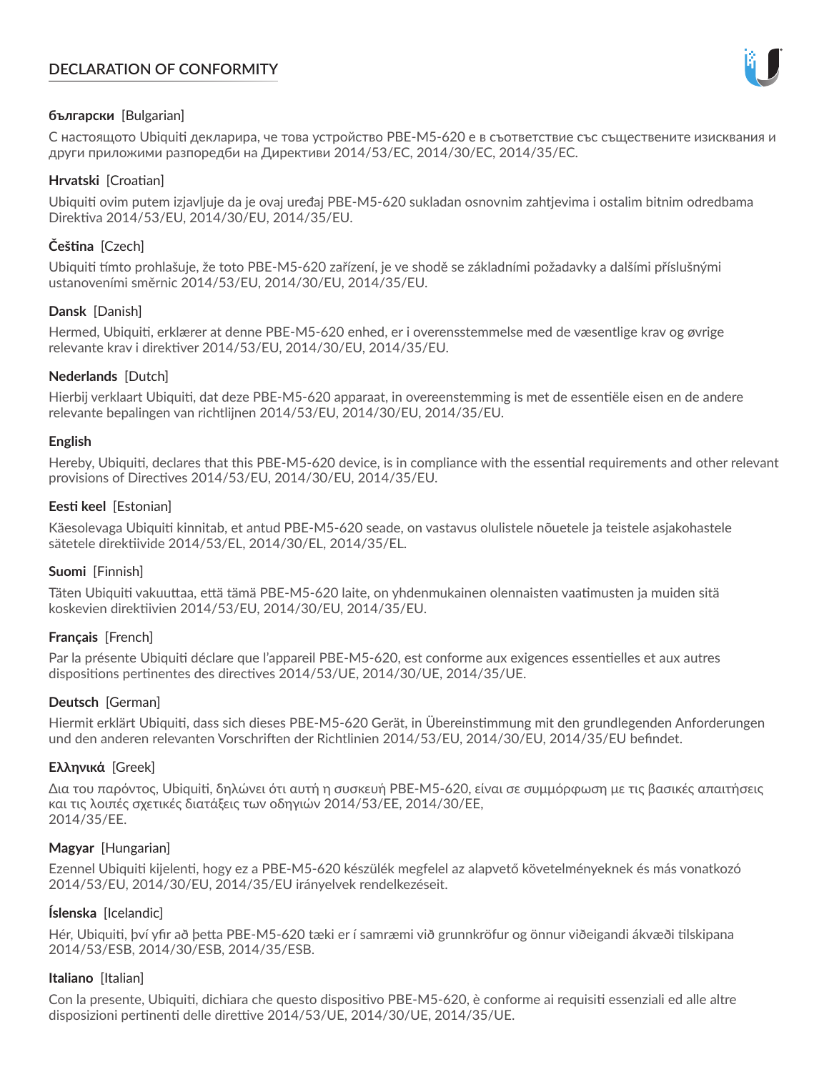# DECLARATION OF CONFORMITY

**български** [Bulgarian]

С настоящото Ubiquiti декларира, че това устройство PBE-M5-620 е в съответствие със съществените изисквания и други приложими разпоредби на Директиви 2014/53/EC, 2014/30/ЕС, 2014/35/ЕС.

**Hrvatski** [Croatian]

Ubiquiti ovim putem izjavljuje da je ovaj uređaj PBE-M5-620 sukladan osnovnim zahtjevima i ostalim bitnim odredbama Direktiva 2014/53/EU, 2014/30/EU, 2014/35/EU.

**Čeština** [Czech]

Ubiquiti tímto prohlašuje, že toto PBE-M5-620 zařízení, je ve shodě se základními požadavky a dalšími příslušnými ustanoveními směrnic 2014/53/EU, 2014/30/EU, 2014/35/EU.

**Dansk** [Danish]

Hermed, Ubiquiti, erklærer at denne PBE-M5-620 enhed, er i overensstemmelse med de væsentlige krav og øvrige relevante krav i direktiver 2014/53/EU, 2014/30/EU, 2014/35/EU.

**Nederlands** [Dutch]

Hierbij verklaart Ubiquiti, dat deze PBE-M5-620 apparaat, in overeenstemming is met de essentiële eisen en de andere relevante bepalingen van richtlijnen 2014/53/EU, 2014/30/EU, 2014/35/EU.

**English**

Hereby, Ubiquiti, declares that this PBE-M5-620 device, is in compliance with the essential requirements and other relevant provisions of Directives 2014/53/EU, 2014/30/EU, 2014/35/EU.

**Eesti keel** [Estonian]

Käesolevaga Ubiquiti kinnitab, et antud PBE-M5-620 seade, on vastavus olulistele nõuetele ja teistele asjakohastele sätetele direktiivide 2014/53/EL, 2014/30/EL, 2014/35/EL.

**Suomi** [Finnish]

Täten Ubiquiti vakuuttaa, että tämä PBE-M5-620 laite, on yhdenmukainen olennaisten vaatimusten ja muiden sitä koskevien direktiivien 2014/53/EU, 2014/30/EU, 2014/35/EU.

**Français** [French]

Par la présente Ubiquiti déclare que l'appareil PBE-M5-620, est conforme aux exigences essentielles et aux autres dispositions pertinentes des directives 2014/53/UE, 2014/30/UE, 2014/35/UE.

**Deutsch** [German]

Hiermit erklärt Ubiquiti, dass sich dieses PBE-M5-620 Gerät, in Übereinstimmung mit den grundlegenden Anforderungen und den anderen relevanten Vorschriften der Richtlinien 2014/53/EU, 2014/30/EU, 2014/35/EU befindet.

**Ελληνικά** [Greek]

Δια του παρόντος, Ubiquiti, δηλώνει ότι αυτή η συσκευή PBE-M5-620, είναι σε συμμόρφωση με τις βασικές απαιτήσεις και τις λοιπές σχετικές διατάξεις των οδηγιών 2014/53/EE, 2014/30/EE, 2014/35/EE.

**Magyar** [Hungarian]

Ezennel Ubiquiti kijelenti, hogy ez a PBE-M5-620 készülék megfelel az alapvető követelményeknek és más vonatkozó 2014/53/EU, 2014/30/EU, 2014/35/EU irányelvek rendelkezéseit.

**Íslenska** [Icelandic]

Hér, Ubiquiti, því yfir að þetta PBE-M5-620 tæki er í samræmi við grunnkröfur og önnur viðeigandi ákvæði tilskipana 2014/53/ESB, 2014/30/ESB, 2014/35/ESB.

**Italiano** [Italian]

Con la presente, Ubiquiti, dichiara che questo dispositivo PBE-M5-620, è conforme ai requisiti essenziali ed alle altre disposizioni pertinenti delle direttive 2014/53/UE, 2014/30/UE, 2014/35/UE.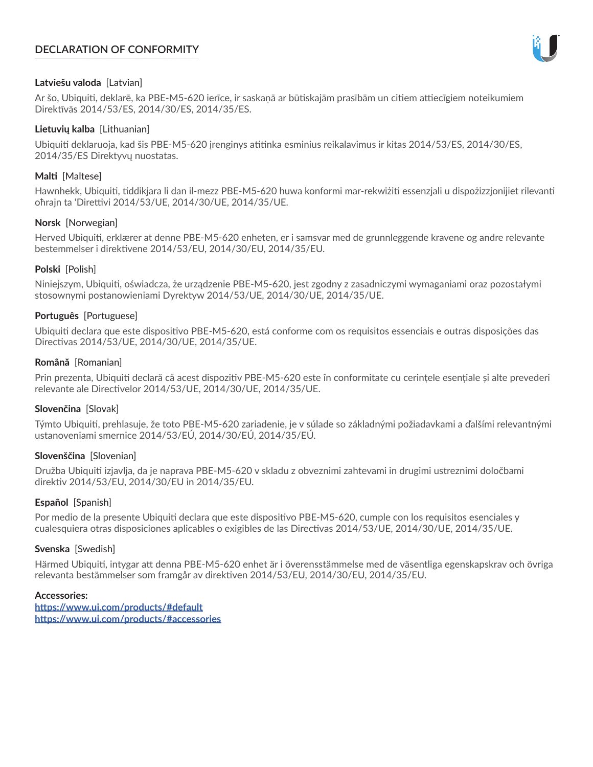## DECLARATION OF CONFORMITY

**Latviešu valoda** [Latvian]

Ar šo, Ubiquiti, deklarē, ka PBE-M5-620 ierīce, ir saskaņā ar būtiskajām prasībām un citiem attiecīgiem noteikumiem Direktīvās 2014/53/ES, 2014/30/ES, 2014/35/ES.

**Lietuvių kalba** [Lithuanian]

Ubiquiti deklaruoja, kad šis PBE-M5-620 įrenginys atitinka esminius reikalavimus ir kitas 2014/53/ES, 2014/30/ES, 2014/35/ES Direktyvų nuostatas.

**Malti** [Maltese]

Hawnhekk, Ubiquiti, tiddikjara li dan il-mezz PBE-M5-620 huwa konformi mar-rekwiżiti essenzjali u dispożizzjonijiet rilevanti oħrajn ta 'Direttivi 2014/53/UE, 2014/30/UE, 2014/35/UE.

**Norsk** [Norwegian]

Herved Ubiquiti, erklærer at denne PBE-M5-620 enheten, er i samsvar med de grunnleggende kravene og andre relevante bestemmelser i direktivene 2014/53/EU, 2014/30/EU, 2014/35/EU.

**Polski** [Polish]

Niniejszym, Ubiquiti, oświadcza, że urządzenie PBE-M5-620, jest zgodny z zasadniczymi wymaganiami oraz pozostałymi stosownymi postanowieniami Dyrektyw 2014/53/UE, 2014/30/UE, 2014/35/UE.

**Português** [Portuguese]

Ubiquiti declara que este dispositivo PBE-M5-620, está conforme com os requisitos essenciais e outras disposições das Directivas 2014/53/UE, 2014/30/UE, 2014/35/UE.

**Română** [Romanian]

Prin prezenta, Ubiquiti declară că acest dispozitiv PBE-M5-620 este în conformitate cu cerințele esențiale și alte prevederi relevante ale Directivelor 2014/53/UE, 2014/30/UE, 2014/35/UE.

**Slovenčina** [Slovak]

Týmto Ubiquiti, prehlasuje, že toto PBE-M5-620 zariadenie, je v súlade so základnými požiadavkami a ďalšími relevantnými ustanoveniami smernice 2014/53/EÚ, 2014/30/EÚ, 2014/35/EÚ.

**Slovenščina** [Slovenian]

Družba Ubiquiti izjavlja, da je naprava PBE-M5-620 v skladu z obveznimi zahtevami in drugimi ustreznimi določbami direktiv 2014/53/EU, 2014/30/EU in 2014/35/EU.

**Español** [Spanish]

Por medio de la presente Ubiquiti declara que este dispositivo PBE-M5-620, cumple con los requisitos esenciales y cualesquiera otras disposiciones aplicables o exigibles de las Directivas 2014/53/UE, 2014/30/UE, 2014/35/UE.

**Svenska** [Swedish]

Härmed Ubiquiti, intygar att denna PBE-M5-620 enhet är i överensstämmelse med de väsentliga egenskapskrav och övriga relevanta bestämmelser som framgår av direktiven 2014/53/EU, 2014/30/EU, 2014/35/EU.

**Accessories:**
**https://www.ui.com/products/#default**
**https://www.ui.com/products/#accessories**